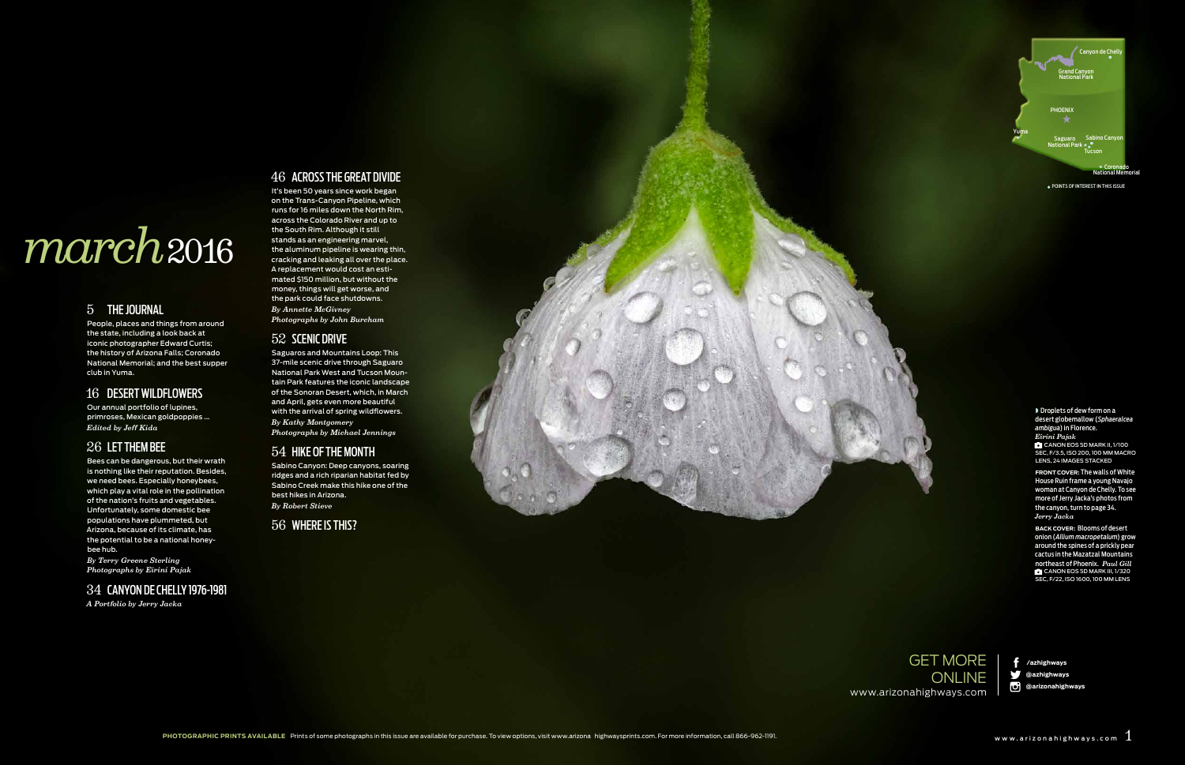# march 2016

## 5 THE JOURNAL

People, places and things from around the state, including a look back at iconic photographer Edward Curtis; the history of Arizona Falls; Coronado National Memorial; and the best supper club in Yuma.

## 16 DESERT WILDFLOWERS

Our annual portfolio of lupines, primroses, Mexican goldpoppies ...

*Edited by Jeff Kida*

## 26 LET THEM BEE

Bees can be dangerous, but their wrath is nothing like their reputation. Besides, we need bees. Especially honeybees, which play a vital role in the pollination of the nation's fruits and vegetables. Unfortunately, some domestic bee populations have plummeted, but Arizona, because of its climate, has the potential to be a national honeybee hub.

*By Terry Greene Sterling*
*Photographs by Eirini Pajak*

## 34 CANYON DE CHELLY 1976-1981

*A Portfolio by Jerry Jacka*

## 46 ACROSS THE GREAT DIVIDE

It's been 50 years since work began on the Trans-Canyon Pipeline, which runs for 16 miles down the North Rim, across the Colorado River and up to the South Rim. Although it still stands as an engineering marvel, the aluminum pipeline is wearing thin, cracking and leaking all over the place. A replacement would cost an estimated $150 million, but without the money, things will get worse, and the park could face shutdowns.

*By Annette McGivney*
*Photographs by John Burcham*

## 52 SCENIC DRIVE

Saguaros and Mountains Loop: This 37-mile scenic drive through Saguaro National Park West and Tucson Mountain Park features the iconic landscape of the Sonoran Desert, which, in March and April, gets even more beautiful with the arrival of spring wildflowers.

*By Kathy Montgomery*
*Photographs by Michael Jennings*

## 54 HIKE OF THE MONTH

Sabino Canyon: Deep canyons, soaring ridges and a rich riparian habitat fed by Sabino Creek make this hike one of the best hikes in Arizona.

*By Robert Stieve*

## 56 WHERE IS THIS?

Canyon de Chelly · Grand Canyon National Park · PHOENIX · Yuma · Saguaro National Park · Sabino Canyon · Tucson · Coronado National Memorial

◆ POINTS OF INTEREST IN THIS ISSUE

▸ Droplets of dew form on a desert globemallow (*Sphaeralcea ambigua*) in Florence.
*Eirini Pajak*
CANON EOS 5D MARK II, 1/100 SEC, F/3.5, ISO 200, 100 MM MACRO LENS, 24 IMAGES STACKED

**FRONT COVER:** The walls of White House Ruin frame a young Navajo woman at Canyon de Chelly. To see more of Jerry Jacka's photos from the canyon, turn to page 34. *Jerry Jacka*

**BACK COVER:** Blooms of desert onion (*Allium macropetalum*) grow around the spines of a prickly pear cactus in the Mazatzal Mountains northeast of Phoenix. *Paul Gill*
CANON EOS 5D MARK III, 1/320 SEC, F/22, ISO 1600, 100 MM LENS

GET MORE ONLINE
www.arizonahighways.com

/azhighways
@azhighways
@arizonahighways

**PHOTOGRAPHIC PRINTS AVAILABLE** Prints of some photographs in this issue are available for purchase. To view options, visit www.arizona highwaysprints.com. For more information, call 866-962-1191.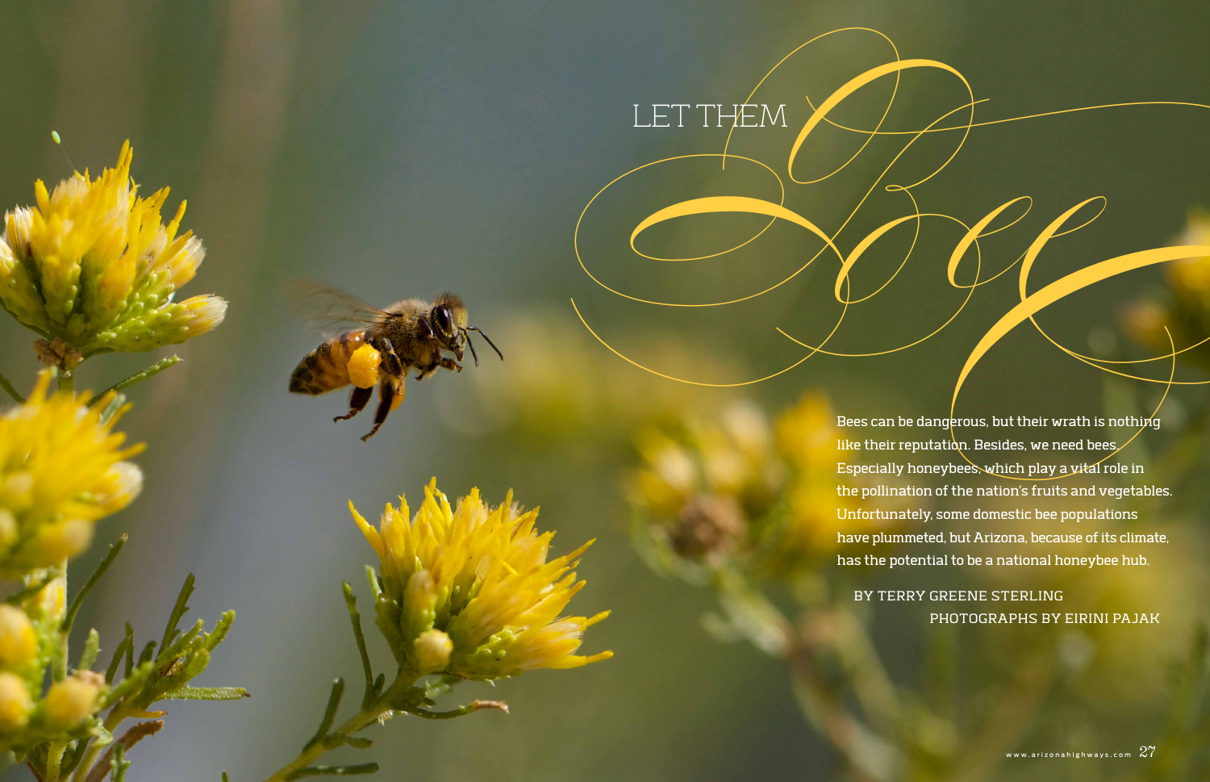# LET THEM *Bee*

Bees can be dangerous, but their wrath is nothing like their reputation. Besides, we need bees. Especially honeybees, which play a vital role in the pollination of the nation's fruits and vegetables. Unfortunately, some domestic bee populations have plummeted, but Arizona, because of its climate, has the potential to be a national honeybee hub.

BY TERRY GREENE STERLING
PHOTOGRAPHS BY EIRINI PAJAK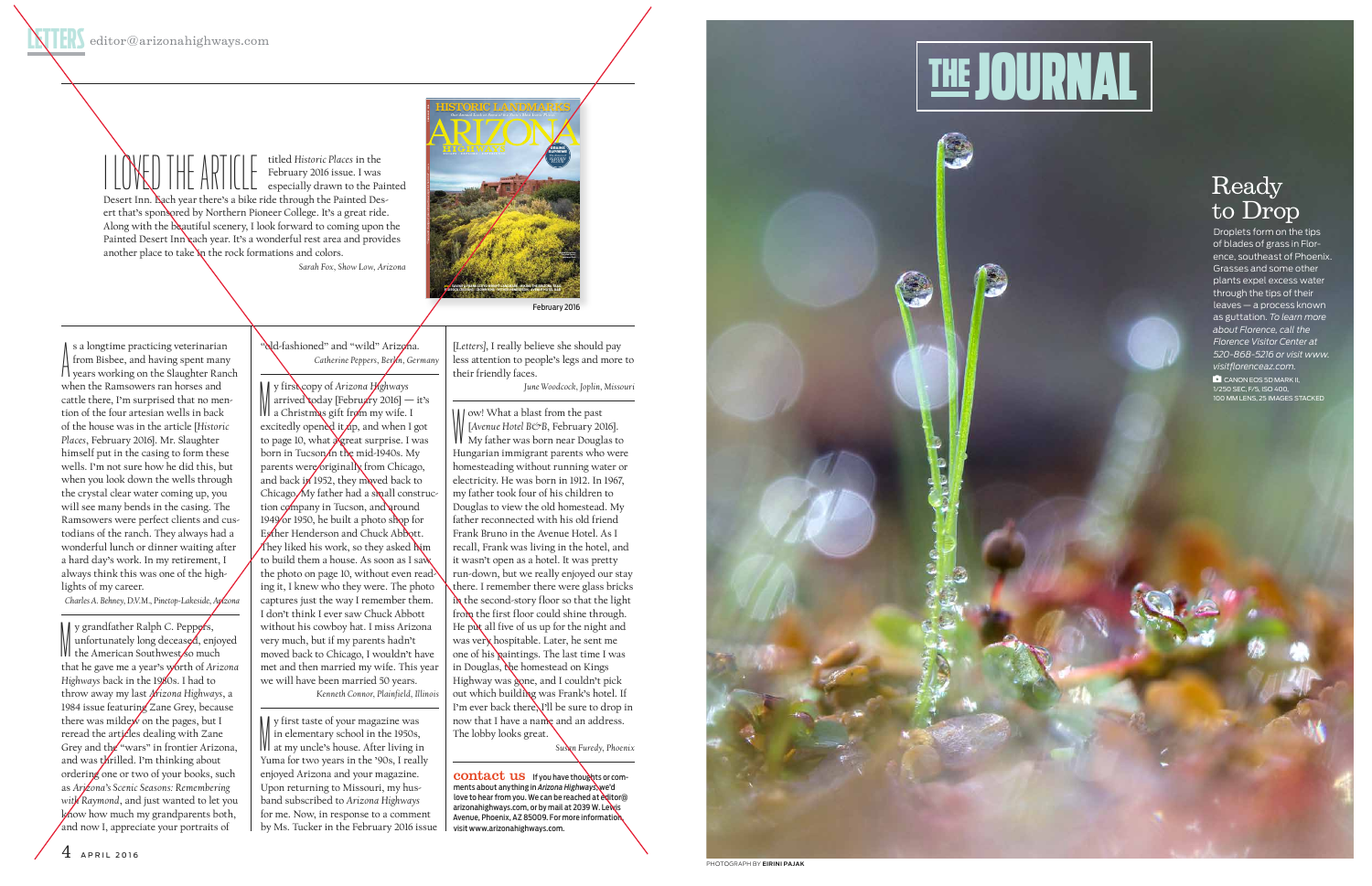# LETTERS

editor@arizonahighways.com

I LOVED THE ARTICLE titled *Historic Places* in the February 2016 issue. I was especially drawn to the Painted Desert Inn. Each year there's a bike ride through the Painted Desert that's sponsored by Northern Pioneer College. It's a great ride. Along with the beautiful scenery, I look forward to coming upon the Painted Desert Inn each year. It's a wonderful rest area and provides another place to take in the rock formations and colors.

*Sarah Fox, Show Low, Arizona*

February 2016

As a longtime practicing veterinarian from Bisbee, and having spent many years working on the Slaughter Ranch when the Ramsowers ran horses and cattle there, I'm surprised that no mention of the four artesian wells in back of the house was in the article [*Historic Places*, February 2016]. Mr. Slaughter himself put in the casing to form these wells. I'm not sure how he did this, but when you look down the wells through the crystal clear water coming up, you will see many bends in the casing. The Ramsowers were perfect clients and custodians of the ranch. They always had a wonderful lunch or dinner waiting after a hard day's work. In my retirement, I always think this was one of the highlights of my career.

*Charles A. Behney, D.V.M., Pinetop-Lakeside, Arizona*

My grandfather Ralph C. Peppers, unfortunately long deceased, enjoyed the American Southwest so much that he gave me a year's worth of *Arizona Highways* back in the 1980s. I had to throw away my last *Arizona Highways*, a 1984 issue featuring Zane Grey, because there was mildew on the pages, but I reread the articles dealing with Zane Grey and the "wars" in frontier Arizona, and was thrilled. I'm thinking about ordering one or two of your books, such as *Arizona's Scenic Seasons: Remembering with Raymond*, and just wanted to let you know how much my grandparents both, and now I, appreciate your portraits of "old-fashioned" and "wild" Arizona.

*Catherine Peppers, Berlin, Germany*

My first copy of *Arizona Highways* arrived today [February 2016] — it's a Christmas gift from my wife. I excitedly opened it up, and when I got to page 10, what a great surprise. I was born in Tucson in the mid-1940s. My parents were originally from Chicago, and back in 1952, they moved back to Chicago. My father had a small construction company in Tucson, and around 1949 or 1950, he built a photo shop for Esther Henderson and Chuck Abbott. They liked his work, so they asked him to build them a house. As soon as I saw the photo on page 10, without even reading it, I knew who they were. The photo captures just the way I remember them. I don't think I ever saw Chuck Abbott without his cowboy hat. I miss Arizona very much, but if my parents hadn't moved back to Chicago, I wouldn't have met and then married my wife. This year we will have been married 50 years.

*Kenneth Connor, Plainfield, Illinois*

My first taste of your magazine was in elementary school in the 1950s, at my uncle's house. After living in Yuma for two years in the '90s, I really enjoyed Arizona and your magazine. Upon returning to Missouri, my husband subscribed to *Arizona Highways* for me. Now, in response to a comment by Ms. Tucker in the February 2016 issue [*Letters*], I really believe she should pay less attention to people's legs and more to their friendly faces.

*June Woodcock, Joplin, Missouri*

Wow! What a blast from the past [*Avenue Hotel B&B*, February 2016]. My father was born near Douglas to Hungarian immigrant parents who were homesteading without running water or electricity. He was born in 1912. In 1967, my father took four of his children to Douglas to view the old homestead. My father reconnected with his old friend Frank Bruno in the Avenue Hotel. As I recall, Frank was living in the hotel, and it wasn't open as a hotel. It was pretty run-down, but we really enjoyed our stay there. I remember there were glass bricks in the second-story floor so that the light from the first floor could shine through. He put all five of us up for the night and was very hospitable. Later, he sent me one of his paintings. The last time I was in Douglas, the homestead on Kings Highway was gone, and I couldn't pick out which building was Frank's hotel. If I'm ever back there, I'll be sure to drop in now that I have a name and an address. The lobby looks great.

*Susan Furedy, Phoenix*

**contact us** If you have thoughts or comments about anything in *Arizona Highways*, we'd love to hear from you. We can be reached at editor@arizonahighways.com, or by mail at 2039 W. Lewis Avenue, Phoenix, AZ 85009. For more information, visit www.arizonahighways.com.

# THE JOURNAL

## Ready to Drop

Droplets form on the tips of blades of grass in Florence, southeast of Phoenix. Grasses and some other plants expel excess water through the tips of their leaves — a process known as guttation. *To learn more about Florence, call the Florence Visitor Center at 520-868-5216 or visit www.visitflorenceaz.com.*

CANON EOS 5D MARK II, 1/250 SEC, F/5, ISO 400, 100 MM LENS, 25 IMAGES STACKED

PHOTOGRAPH BY EIRINI PAJAK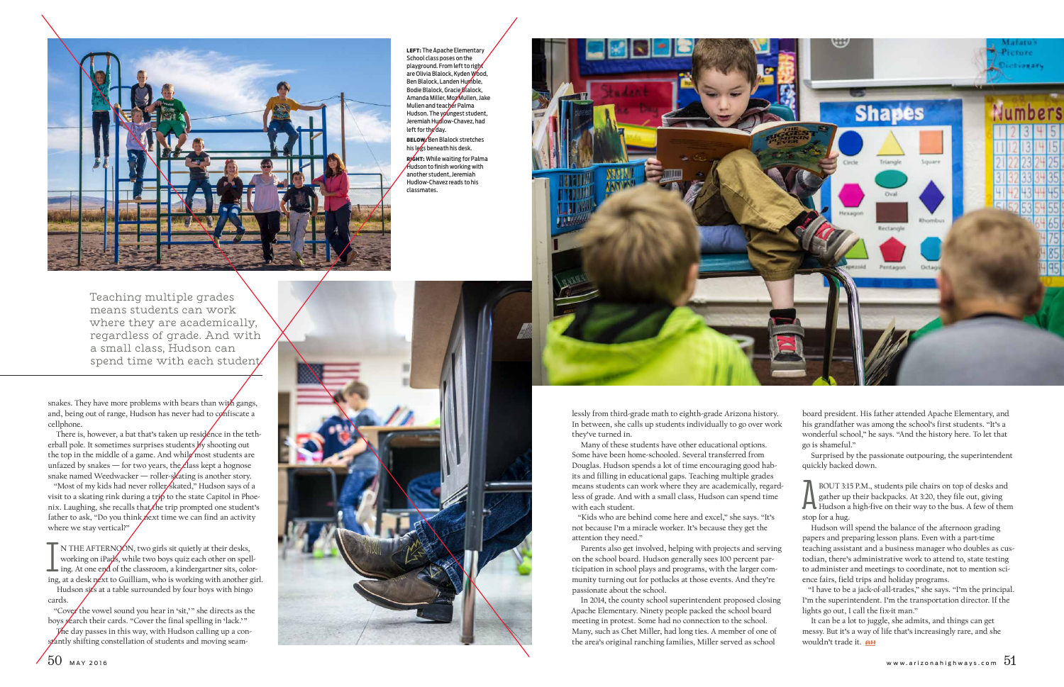**LEFT:** The Apache Elementary School class poses on the playground. From left to right are Olivia Blalock, Kyden Wood, Ben Blalock, Landen Humble, Bodie Blalock, Gracie Blalock, Amanda Miller, Moz Mullen, Jake Mullen and teacher Palma Hudson. The youngest student, Jeremiah Hudlow-Chavez, had left for the day.

**BELOW:** Ben Blalock stretches his legs beneath his desk.

**RIGHT:** While waiting for Palma Hudson to finish working with another student, Jeremiah Hudlow-Chavez reads to his classmates.

> Teaching multiple grades means students can work where they are academically, regardless of grade. And with a small class, Hudson can spend time with each student.

snakes. They have more problems with bears than with gangs, and, being out of range, Hudson has never had to confiscate a cellphone.

There is, however, a bat that's taken up residence in the tetherball pole. It sometimes surprises students by shooting out the top in the middle of a game. And while most students are unfazed by snakes — for two years, the class kept a hognose snake named Weedwacker — roller-skating is another story.

"Most of my kids had never roller-skated," Hudson says of a visit to a skating rink during a trip to the state Capitol in Phoenix. Laughing, she recalls that the trip prompted one student's father to ask, "Do you think next time we can find an activity where we stay vertical?"

IN THE AFTERNOON, two girls sit quietly at their desks, working on iPads, while two boys quiz each other on spelling. At one end of the classroom, a kindergartner sits, coloring, at a desk next to Guilliam, who is working with another girl.

Hudson sits at a table surrounded by four boys with bingo cards.

"Cover the vowel sound you hear in 'sit,'" she directs as the boys search their cards. "Cover the final spelling in 'lack.'"

The day passes in this way, with Hudson calling up a constantly shifting constellation of students and moving seamlessly from third-grade math to eighth-grade Arizona history. In between, she calls up students individually to go over work they've turned in.

Many of these students have other educational options. Some have been home-schooled. Several transferred from Douglas. Hudson spends a lot of time encouraging good habits and filling in educational gaps. Teaching multiple grades means students can work where they are academically, regardless of grade. And with a small class, Hudson can spend time with each student.

"Kids who are behind come here and excel," she says. "It's not because I'm a miracle worker. It's because they get the attention they need."

Parents also get involved, helping with projects and serving on the school board. Hudson generally sees 100 percent participation in school plays and programs, with the larger community turning out for potlucks at those events. And they're passionate about the school.

In 2014, the county school superintendent proposed closing Apache Elementary. Ninety people packed the school board meeting in protest. Some had no connection to the school. Many, such as Chet Miller, had long ties. A member of one of the area's original ranching families, Miller served as school board president. His father attended Apache Elementary, and his grandfather was among the school's first students. "It's a wonderful school," he says. "And the history here. To let that go is shameful."

Surprised by the passionate outpouring, the superintendent quickly backed down.

ABOUT 3:15 P.M., students pile chairs on top of desks and gather up their backpacks. At 3:20, they file out, giving Hudson a high-five on their way to the bus. A few of them stop for a hug.

Hudson will spend the balance of the afternoon grading papers and preparing lesson plans. Even with a part-time teaching assistant and a business manager who doubles as custodian, there's administrative work to attend to, state testing to administer and meetings to coordinate, not to mention science fairs, field trips and holiday programs.

"I have to be a jack-of-all-trades," she says. "I'm the principal. I'm the superintendent. I'm the transportation director. If the lights go out, I call the fix-it man."

It can be a lot to juggle, she admits, and things can get messy. But it's a way of life that's increasingly rare, and she wouldn't trade it.